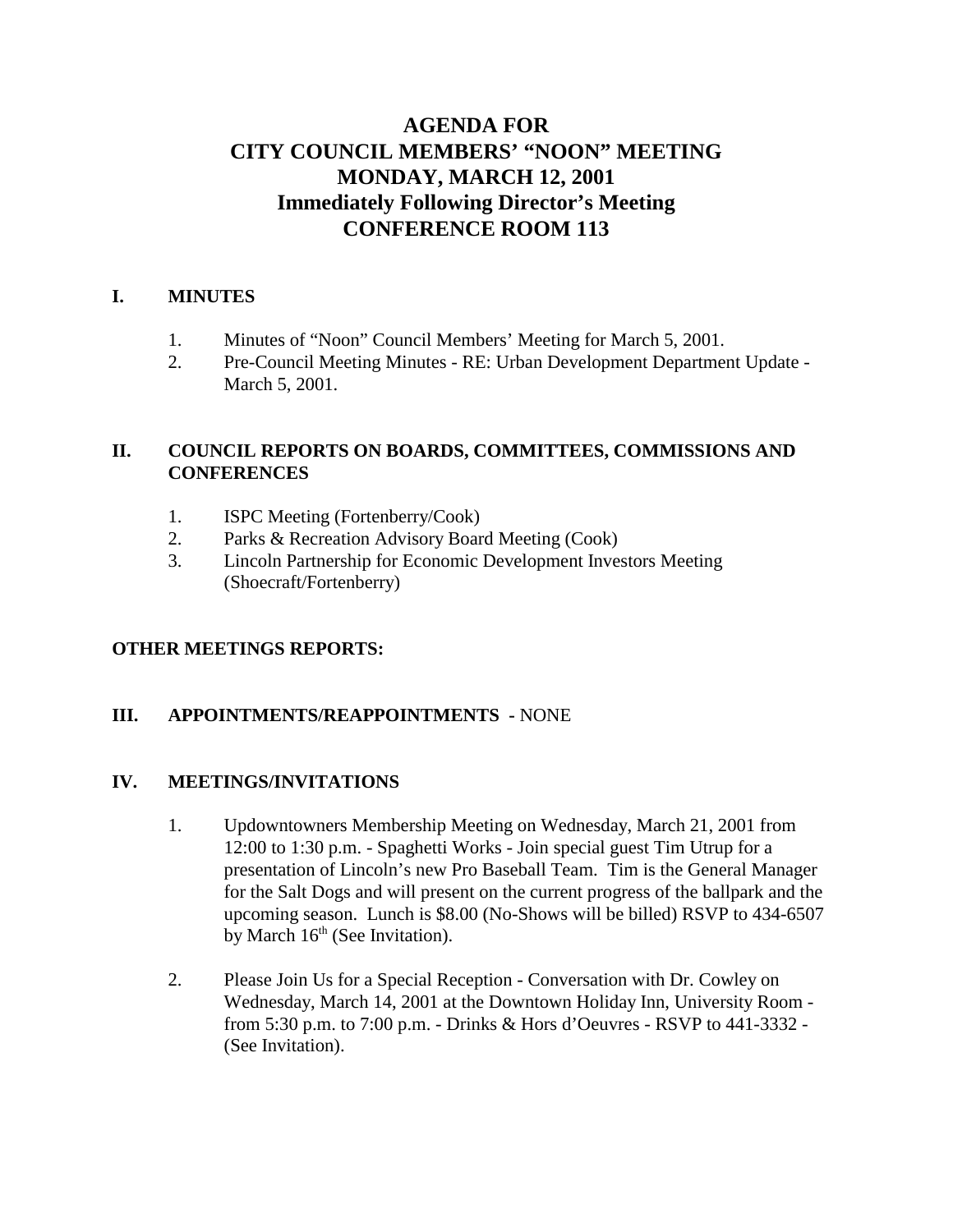# AGENDA FOR
# CITY COUNCIL MEMBERS' "NOON" MEETING
# MONDAY, MARCH 12, 2001
# Immediately Following Director's Meeting
# CONFERENCE ROOM 113

## I. MINUTES

1. Minutes of "Noon" Council Members' Meeting for March 5, 2001.
2. Pre-Council Meeting Minutes - RE: Urban Development Department Update - March 5, 2001.

## II. COUNCIL REPORTS ON BOARDS, COMMITTEES, COMMISSIONS AND CONFERENCES

1. ISPC Meeting (Fortenberry/Cook)
2. Parks & Recreation Advisory Board Meeting (Cook)
3. Lincoln Partnership for Economic Development Investors Meeting (Shoecraft/Fortenberry)

## OTHER MEETINGS REPORTS:

## III. APPOINTMENTS/REAPPOINTMENTS - NONE

## IV. MEETINGS/INVITATIONS

1. Updowntowners Membership Meeting on Wednesday, March 21, 2001 from 12:00 to 1:30 p.m. - Spaghetti Works - Join special guest Tim Utrup for a presentation of Lincoln's new Pro Baseball Team. Tim is the General Manager for the Salt Dogs and will present on the current progress of the ballpark and the upcoming season. Lunch is $8.00 (No-Shows will be billed) RSVP to 434-6507 by March 16th (See Invitation).

2. Please Join Us for a Special Reception - Conversation with Dr. Cowley on Wednesday, March 14, 2001 at the Downtown Holiday Inn, University Room - from 5:30 p.m. to 7:00 p.m. - Drinks & Hors d'Oeuvres - RSVP to 441-3332 - (See Invitation).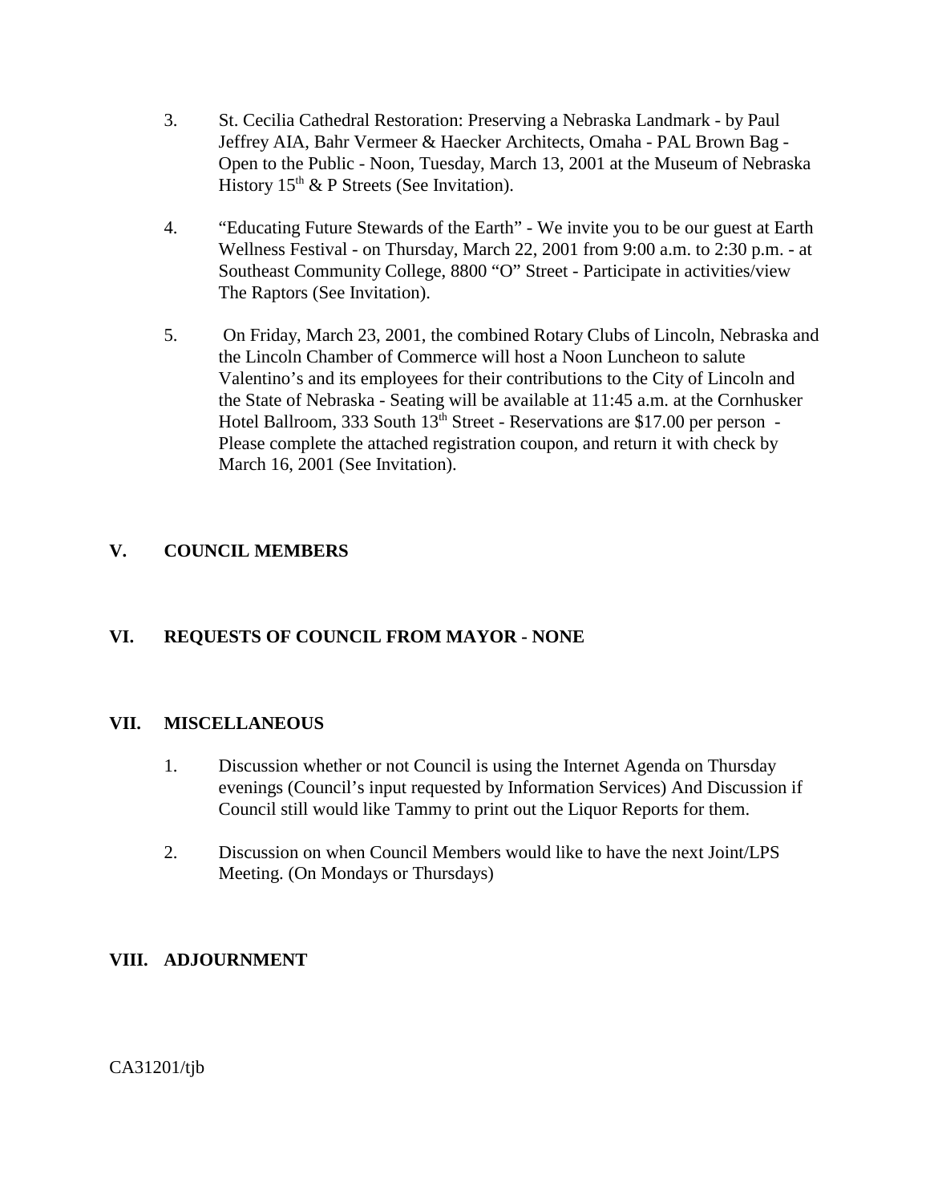3. St. Cecilia Cathedral Restoration: Preserving a Nebraska Landmark - by Paul Jeffrey AIA, Bahr Vermeer & Haecker Architects, Omaha - PAL Brown Bag - Open to the Public - Noon, Tuesday, March 13, 2001 at the Museum of Nebraska History 15th & P Streets (See Invitation).

4. "Educating Future Stewards of the Earth" - We invite you to be our guest at Earth Wellness Festival - on Thursday, March 22, 2001 from 9:00 a.m. to 2:30 p.m. - at Southeast Community College, 8800 "O" Street - Participate in activities/view The Raptors (See Invitation).

5. On Friday, March 23, 2001, the combined Rotary Clubs of Lincoln, Nebraska and the Lincoln Chamber of Commerce will host a Noon Luncheon to salute Valentino's and its employees for their contributions to the City of Lincoln and the State of Nebraska - Seating will be available at 11:45 a.m. at the Cornhusker Hotel Ballroom, 333 South 13th Street - Reservations are $17.00 per person - Please complete the attached registration coupon, and return it with check by March 16, 2001 (See Invitation).

## V. COUNCIL MEMBERS

## VI. REQUESTS OF COUNCIL FROM MAYOR - NONE

## VII. MISCELLANEOUS

1. Discussion whether or not Council is using the Internet Agenda on Thursday evenings (Council's input requested by Information Services) And Discussion if Council still would like Tammy to print out the Liquor Reports for them.

2. Discussion on when Council Members would like to have the next Joint/LPS Meeting. (On Mondays or Thursdays)

## VIII. ADJOURNMENT

CA31201/tjb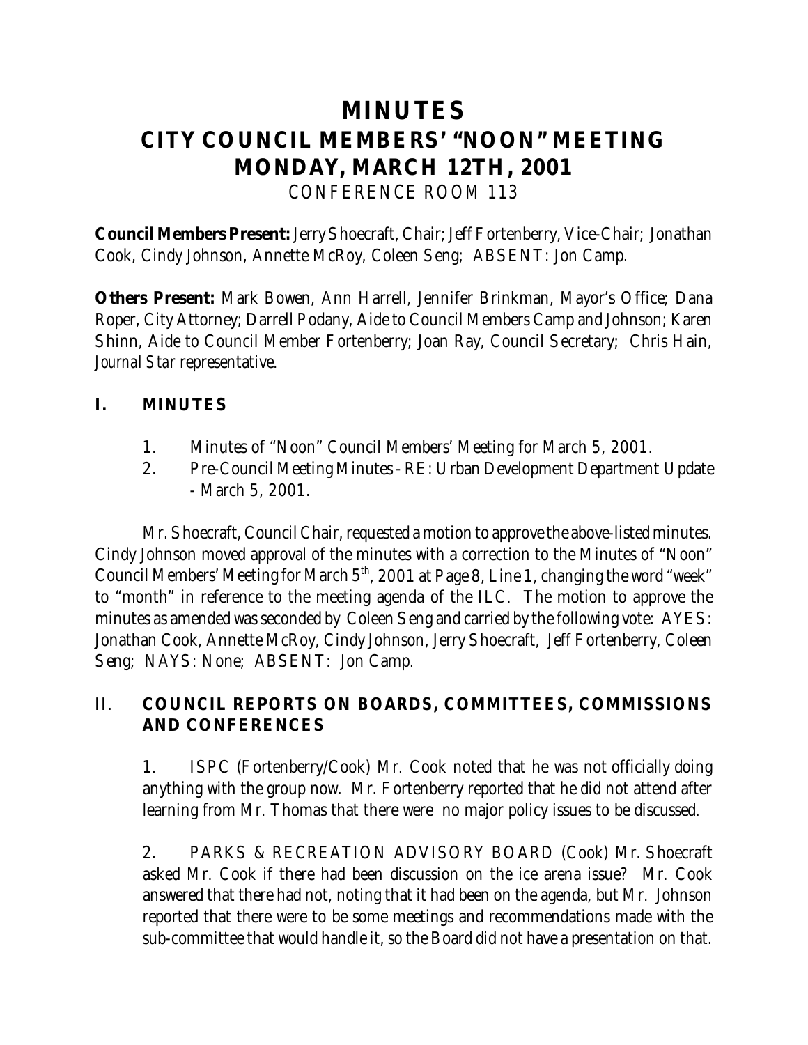# MINUTES
# CITY COUNCIL MEMBERS' "NOON" MEETING
# MONDAY, MARCH 12TH, 2001

CONFERENCE ROOM 113

**Council Members Present:** Jerry Shoecraft, Chair; Jeff Fortenberry, Vice-Chair; Jonathan Cook, Cindy Johnson, Annette McRoy, Coleen Seng; ABSENT: Jon Camp.

**Others Present:** Mark Bowen, Ann Harrell, Jennifer Brinkman, Mayor's Office; Dana Roper, City Attorney; Darrell Podany, Aide to Council Members Camp and Johnson; Karen Shinn, Aide to Council Member Fortenberry; Joan Ray, Council Secretary; Chris Hain, *Journal Star* representative.

## I. MINUTES

1. Minutes of "Noon" Council Members' Meeting for March 5, 2001.
2. Pre-Council Meeting Minutes - RE: Urban Development Department Update - March 5, 2001.

Mr. Shoecraft, Council Chair, requested a motion to approve the above-listed minutes. Cindy Johnson moved approval of the minutes with a correction to the Minutes of "Noon" Council Members' Meeting for March 5th, 2001 at Page 8, Line 1, changing the word "week" to "month" in reference to the meeting agenda of the ILC. The motion to approve the minutes as amended was seconded by Coleen Seng and carried by the following vote: AYES: Jonathan Cook, Annette McRoy, Cindy Johnson, Jerry Shoecraft, Jeff Fortenberry, Coleen Seng; NAYS: None; ABSENT: Jon Camp.

## II. COUNCIL REPORTS ON BOARDS, COMMITTEES, COMMISSIONS AND CONFERENCES

1. ISPC (Fortenberry/Cook) Mr. Cook noted that he was not officially doing anything with the group now. Mr. Fortenberry reported that he did not attend after learning from Mr. Thomas that there were no major policy issues to be discussed.

2. PARKS & RECREATION ADVISORY BOARD (Cook) Mr. Shoecraft asked Mr. Cook if there had been discussion on the ice arena issue? Mr. Cook answered that there had not, noting that it had been on the agenda, but Mr. Johnson reported that there were to be some meetings and recommendations made with the sub-committee that would handle it, so the Board did not have a presentation on that.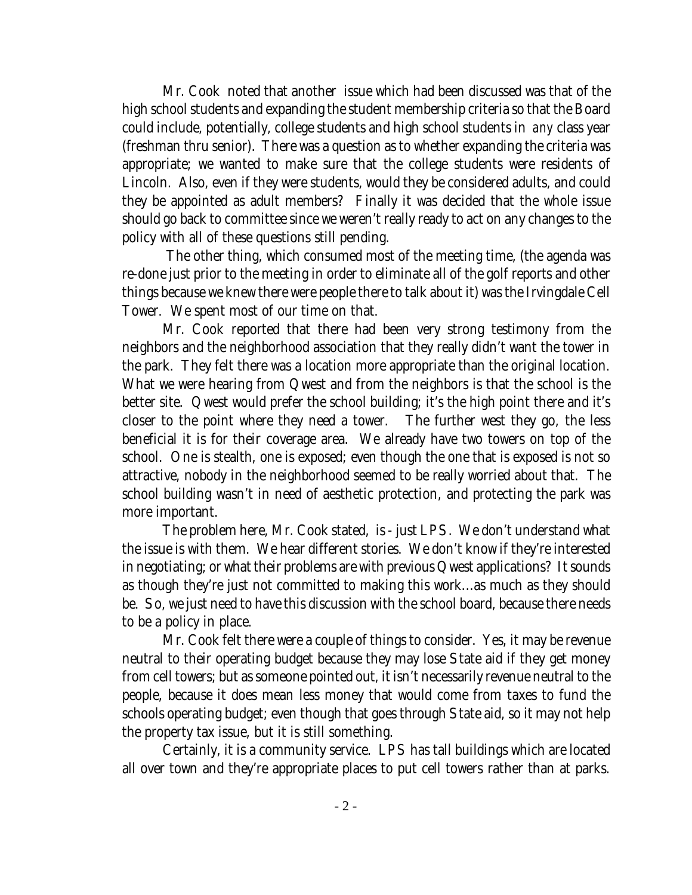Mr. Cook noted that another issue which had been discussed was that of the high school students and expanding the student membership criteria so that the Board could include, potentially, college students and high school students in *any* class year (freshman thru senior). There was a question as to whether expanding the criteria was appropriate; we wanted to make sure that the college students were residents of Lincoln. Also, even if they were students, would they be considered adults, and could they be appointed as adult members? Finally it was decided that the whole issue should go back to committee since we weren't really ready to act on any changes to the policy with all of these questions still pending.

The other thing, which consumed most of the meeting time, (the agenda was re-done just prior to the meeting in order to eliminate all of the golf reports and other things because we knew there were people there to talk about it) was the Irvingdale Cell Tower. We spent most of our time on that.

Mr. Cook reported that there had been very strong testimony from the neighbors and the neighborhood association that they really didn't want the tower in the park. They felt there was a location more appropriate than the original location. What we were hearing from Qwest and from the neighbors is that the school is the better site. Qwest would prefer the school building; it's the high point there and it's closer to the point where they need a tower. The further west they go, the less beneficial it is for their coverage area. We already have two towers on top of the school. One is stealth, one is exposed; even though the one that is exposed is not so attractive, nobody in the neighborhood seemed to be really worried about that. The school building wasn't in need of aesthetic protection, and protecting the park was more important.

The problem here, Mr. Cook stated, is - just LPS. We don't understand what the issue is with them. We hear different stories. We don't know if they're interested in negotiating; or what their problems are with previous Qwest applications? It sounds as though they're just not committed to making this work...as much as they should be. So, we just need to have this discussion with the school board, because there needs to be a policy in place.

Mr. Cook felt there were a couple of things to consider. Yes, it may be revenue neutral to their operating budget because they may lose State aid if they get money from cell towers; but as someone pointed out, it isn't necessarily revenue neutral to the people, because it does mean less money that would come from taxes to fund the schools operating budget; even though that goes through State aid, so it may not help the property tax issue, but it is still something.

Certainly, it is a community service. LPS has tall buildings which are located all over town and they're appropriate places to put cell towers rather than at parks.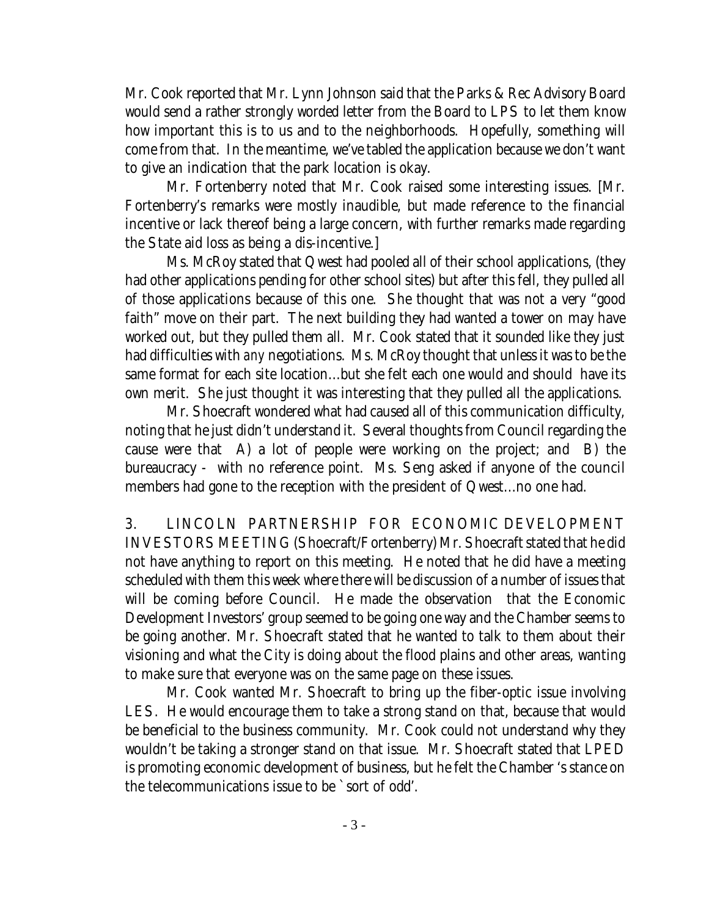Mr. Cook reported that Mr. Lynn Johnson said that the Parks & Rec Advisory Board would send a rather strongly worded letter from the Board to LPS to let them know how important this is to us and to the neighborhoods. Hopefully, something will come from that. In the meantime, we've tabled the application because we don't want to give an indication that the park location is okay.

Mr. Fortenberry noted that Mr. Cook raised some interesting issues. [Mr. Fortenberry's remarks were mostly inaudible, but made reference to the financial incentive or lack thereof being a large concern, with further remarks made regarding the State aid loss as being a dis-incentive.]

Ms. McRoy stated that Qwest had pooled all of their school applications, (they had other applications pending for other school sites) but after this fell, they pulled all of those applications because of this one. She thought that was not a very "good faith" move on their part. The next building they had wanted a tower on may have worked out, but they pulled them all. Mr. Cook stated that it sounded like they just had difficulties with *any* negotiations. Ms. McRoy thought that unless it was to be the same format for each site location...but she felt each one would and should have its own merit. She just thought it was interesting that they pulled all the applications.

Mr. Shoecraft wondered what had caused all of this communication difficulty, noting that he just didn't understand it. Several thoughts from Council regarding the cause were that A) a lot of people were working on the project; and B) the bureaucracy - with no reference point. Ms. Seng asked if anyone of the council members had gone to the reception with the president of Qwest...no one had.

3. LINCOLN PARTNERSHIP FOR ECONOMIC DEVELOPMENT INVESTORS MEETING (Shoecraft/Fortenberry) Mr. Shoecraft stated that he did not have anything to report on this meeting. He noted that he did have a meeting scheduled with them this week where there will be discussion of a number of issues that will be coming before Council. He made the observation that the Economic Development Investors' group seemed to be going one way and the Chamber seems to be going another. Mr. Shoecraft stated that he wanted to talk to them about their visioning and what the City is doing about the flood plains and other areas, wanting to make sure that everyone was on the same page on these issues.

Mr. Cook wanted Mr. Shoecraft to bring up the fiber-optic issue involving LES. He would encourage them to take a strong stand on that, because that would be beneficial to the business community. Mr. Cook could not understand why they wouldn't be taking a stronger stand on that issue. Mr. Shoecraft stated that LPED is promoting economic development of business, but he felt the Chamber 's stance on the telecommunications issue to be `sort of odd'.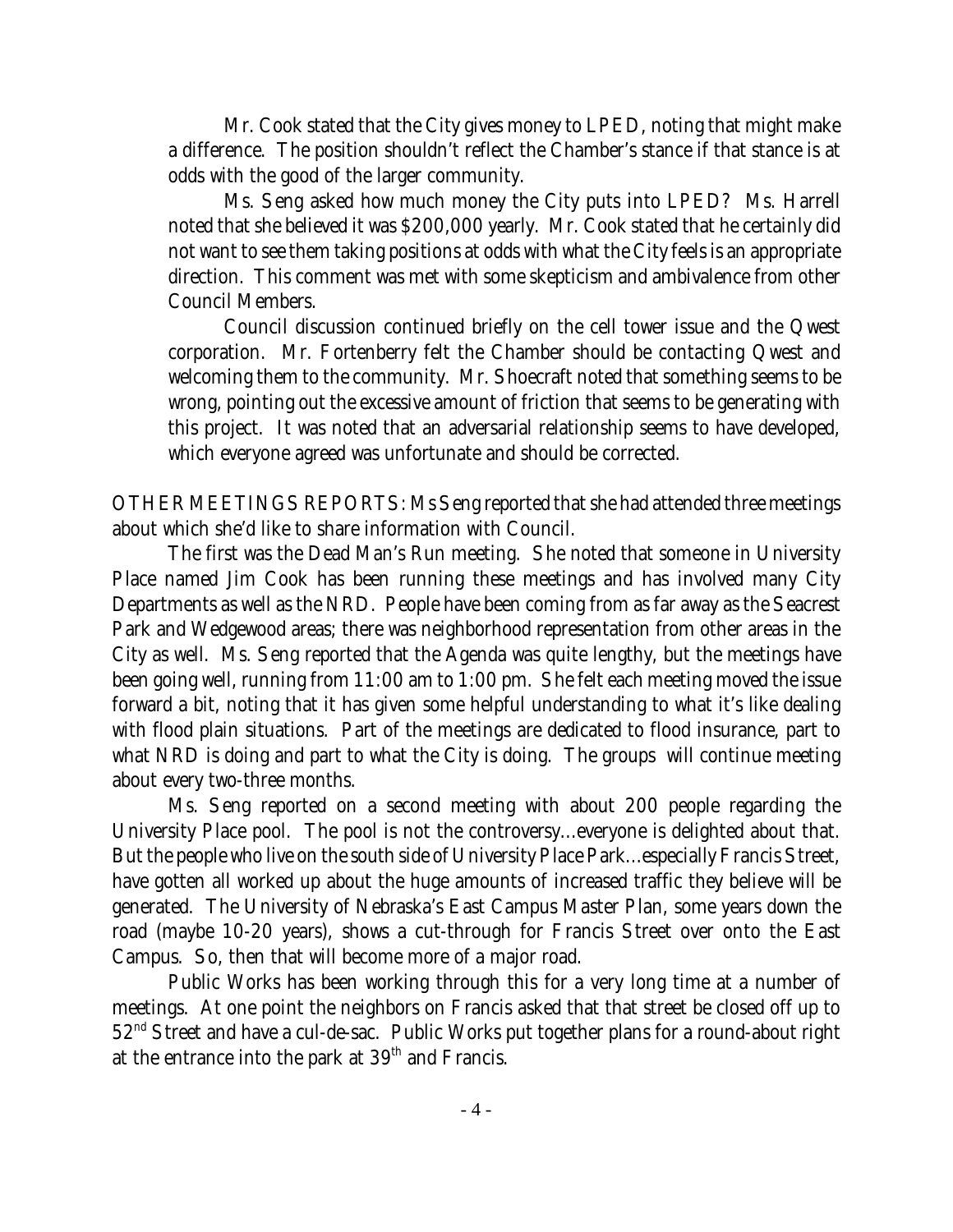Mr. Cook stated that the City gives money to LPED, noting that might make a difference. The position shouldn't reflect the Chamber's stance if that stance is at odds with the good of the larger community.

Ms. Seng asked how much money the City puts into LPED? Ms. Harrell noted that she believed it was $200,000 yearly. Mr. Cook stated that he certainly did not want to see them taking positions at odds with what the City feels is an appropriate direction. This comment was met with some skepticism and ambivalence from other Council Members.

Council discussion continued briefly on the cell tower issue and the Qwest corporation. Mr. Fortenberry felt the Chamber should be contacting Qwest and welcoming them to the community. Mr. Shoecraft noted that something seems to be wrong, pointing out the excessive amount of friction that seems to be generating with this project. It was noted that an adversarial relationship seems to have developed, which everyone agreed was unfortunate and should be corrected.

OTHER MEETINGS REPORTS: Ms Seng reported that she had attended three meetings about which she'd like to share information with Council.

The first was the Dead Man's Run meeting. She noted that someone in University Place named Jim Cook has been running these meetings and has involved many City Departments as well as the NRD. People have been coming from as far away as the Seacrest Park and Wedgewood areas; there was neighborhood representation from other areas in the City as well. Ms. Seng reported that the Agenda was quite lengthy, but the meetings have been going well, running from 11:00 am to 1:00 pm. She felt each meeting moved the issue forward a bit, noting that it has given some helpful understanding to what it's like dealing with flood plain situations. Part of the meetings are dedicated to flood insurance, part to what NRD is doing and part to what the City is doing. The groups will continue meeting about every two-three months.

Ms. Seng reported on a second meeting with about 200 people regarding the University Place pool. The pool is not the controversy...everyone is delighted about that. But the people who live on the south side of University Place Park...especially Francis Street, have gotten all worked up about the huge amounts of increased traffic they believe will be generated. The University of Nebraska's East Campus Master Plan, some years down the road (maybe 10-20 years), shows a cut-through for Francis Street over onto the East Campus. So, then that will become more of a major road.

Public Works has been working through this for a very long time at a number of meetings. At one point the neighbors on Francis asked that that street be closed off up to 52nd Street and have a cul-de-sac. Public Works put together plans for a round-about right at the entrance into the park at 39th and Francis.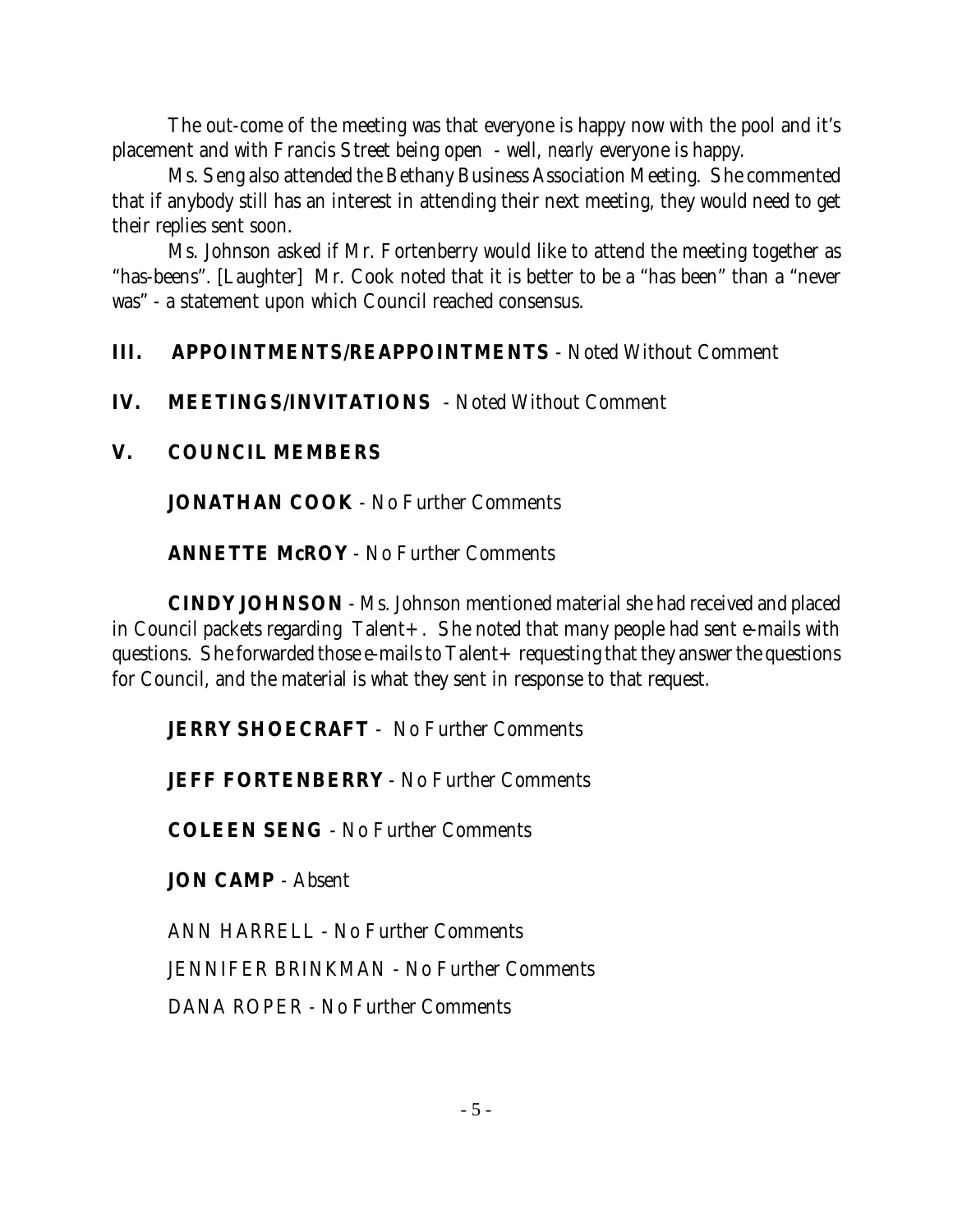The out-come of the meeting was that everyone is happy now with the pool and it's placement and with Francis Street being open - well, *nearly* everyone is happy.

Ms. Seng also attended the Bethany Business Association Meeting. She commented that if anybody still has an interest in attending their next meeting, they would need to get their replies sent soon.

Ms. Johnson asked if Mr. Fortenberry would like to attend the meeting together as "has-beens". [Laughter] Mr. Cook noted that it is better to be a "has been" than a "never was" - a statement upon which Council reached consensus.

**III. APPOINTMENTS/REAPPOINTMENTS** - Noted Without Comment

**IV. MEETINGS/INVITATIONS** - Noted Without Comment

**V. COUNCIL MEMBERS**

**JONATHAN COOK** - No Further Comments

**ANNETTE McROY** - No Further Comments

**CINDY JOHNSON** - Ms. Johnson mentioned material she had received and placed in Council packets regarding Talent+. She noted that many people had sent e-mails with questions. She forwarded those e-mails to Talent+ requesting that they answer the questions for Council, and the material is what they sent in response to that request.

**JERRY SHOECRAFT** - No Further Comments

**JEFF FORTENBERRY** - No Further Comments

**COLEEN SENG** - No Further Comments

**JON CAMP** - Absent

ANN HARRELL - No Further Comments

JENNIFER BRINKMAN - No Further Comments

DANA ROPER - No Further Comments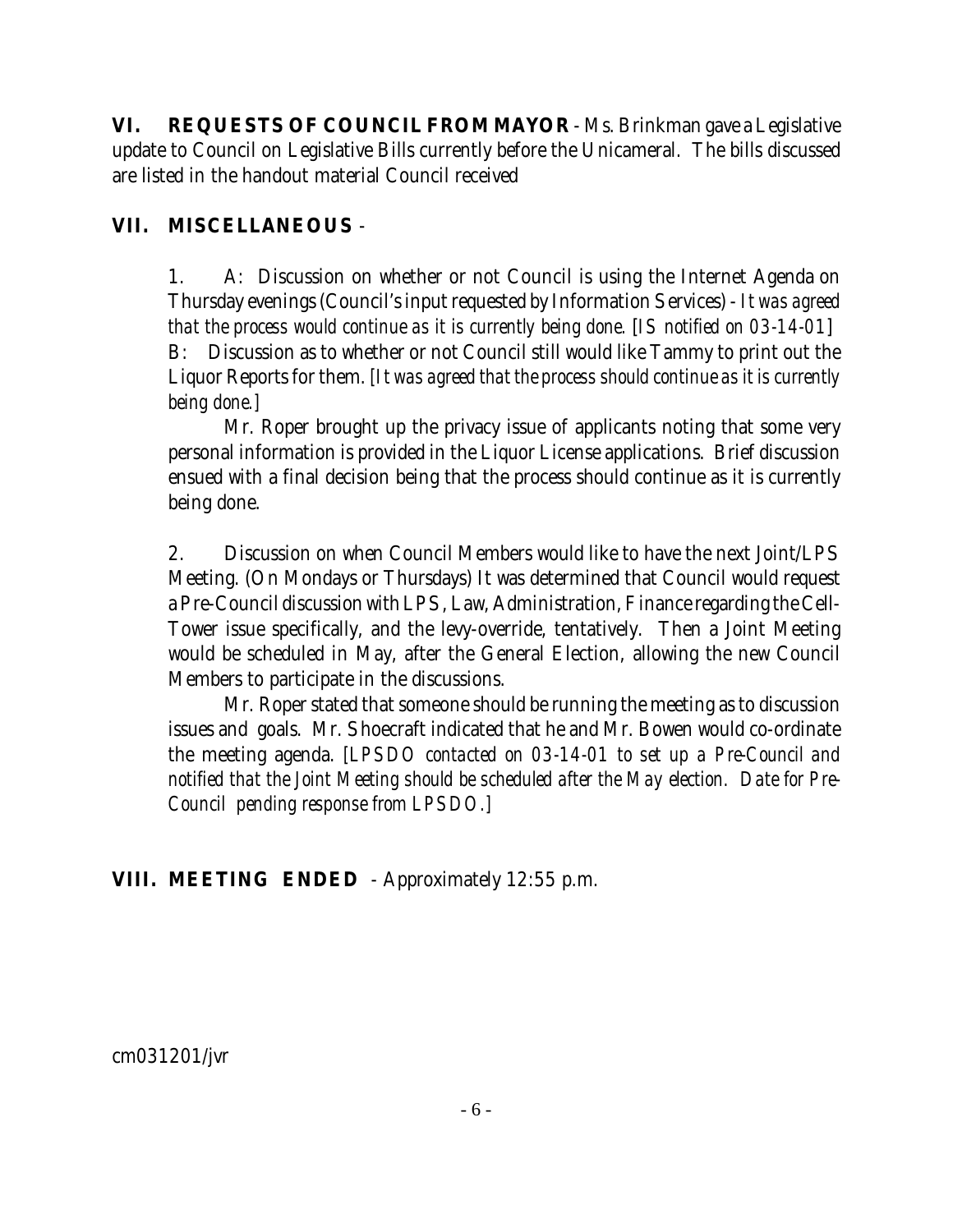**VI. REQUESTS OF COUNCIL FROM MAYOR** - Ms. Brinkman gave a Legislative update to Council on Legislative Bills currently before the Unicameral. The bills discussed are listed in the handout material Council received

**VII. MISCELLANEOUS** -

1. A: Discussion on whether or not Council is using the Internet Agenda on Thursday evenings (Council's input requested by Information Services) - *It was agreed that the process would continue as it is currently being done. [IS notified on 03-14-01]*
B: Discussion as to whether or not Council still would like Tammy to print out the Liquor Reports for them. *[It was agreed that the process should continue as it is currently being done.]*

   Mr. Roper brought up the privacy issue of applicants noting that some very personal information is provided in the Liquor License applications. Brief discussion ensued with a final decision being that the process should continue as it is currently being done.

2. Discussion on when Council Members would like to have the next Joint/LPS Meeting. (On Mondays or Thursdays) It was determined that Council would request a Pre-Council discussion with LPS, Law, Administration, Finance regarding the Cell-Tower issue specifically, and the levy-override, tentatively. Then a Joint Meeting would be scheduled in May, after the General Election, allowing the new Council Members to participate in the discussions.

   Mr. Roper stated that someone should be running the meeting as to discussion issues and goals. Mr. Shoecraft indicated that he and Mr. Bowen would co-ordinate the meeting agenda. *[LPSDO contacted on 03-14-01 to set up a Pre-Council and notified that the Joint Meeting should be scheduled after the May election. Date for Pre-Council pending response from LPSDO.]*

**VIII. MEETING ENDED** - Approximately 12:55 p.m.

cm031201/jvr